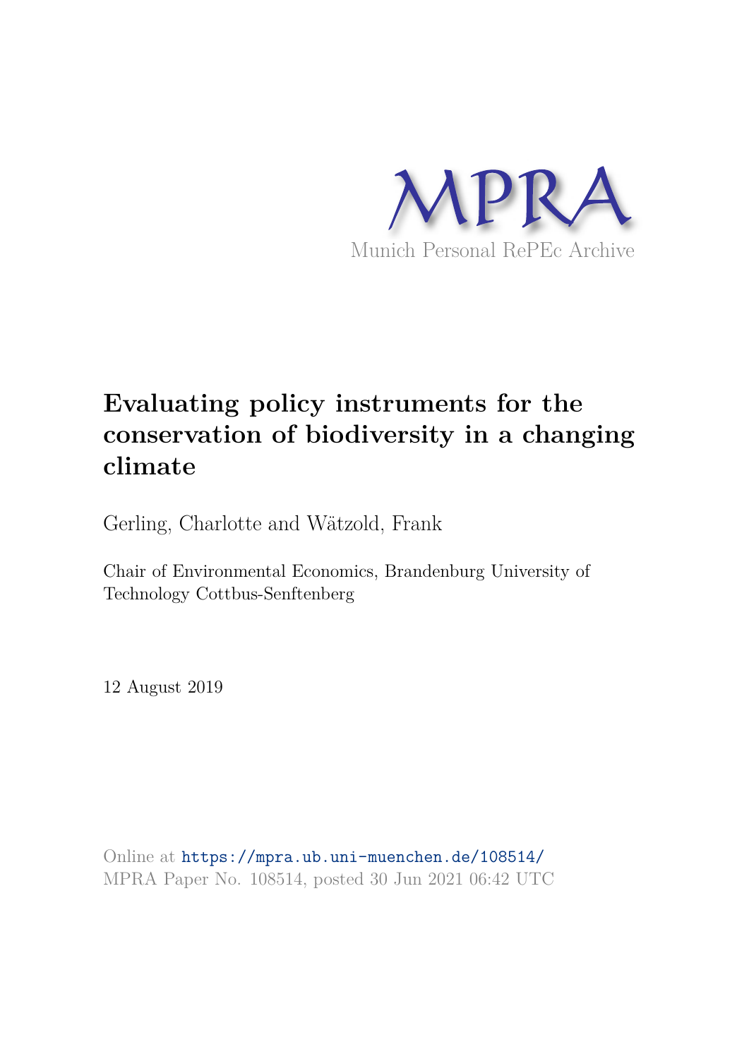MPRA

Munich Personal RePEc Archive

# Evaluating policy instruments for the conservation of biodiversity in a changing climate

Gerling, Charlotte and Wätzold, Frank

Chair of Environmental Economics, Brandenburg University of Technology Cottbus-Senftenberg

12 August 2019

Online at https://mpra.ub.uni-muenchen.de/108514/
MPRA Paper No. 108514, posted 30 Jun 2021 06:42 UTC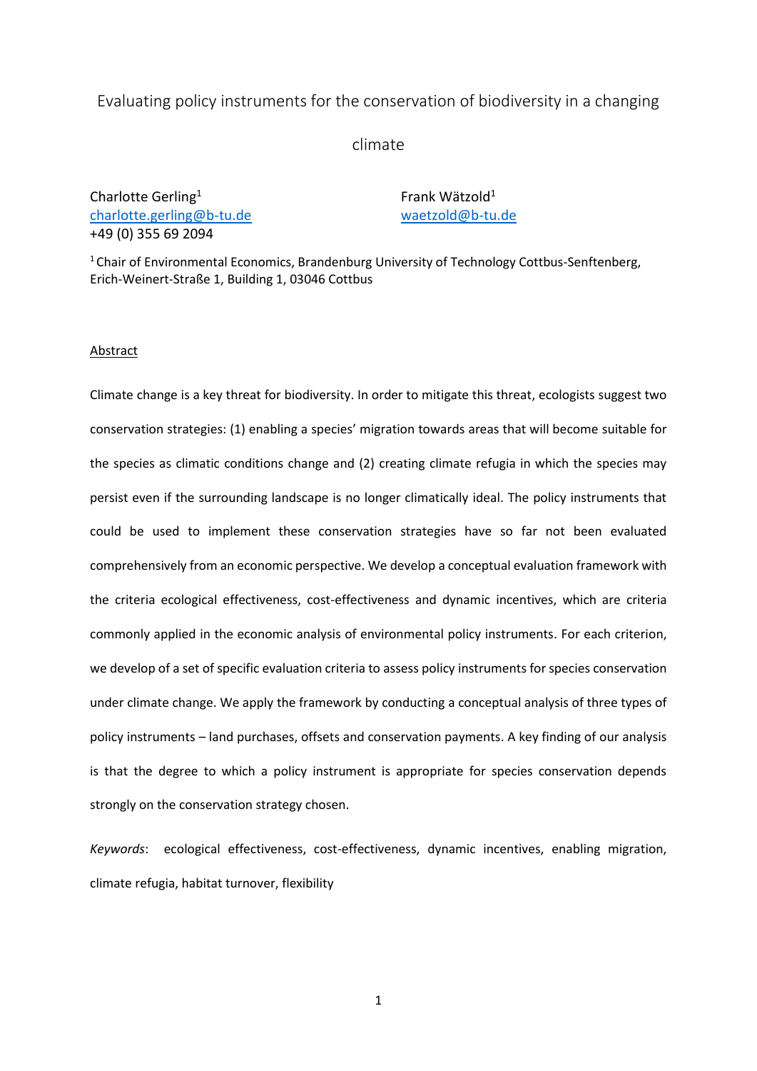Evaluating policy instruments for the conservation of biodiversity in a changing climate

Charlotte Gerling[1]
charlotte.gerling@b-tu.de
+49 (0) 355 69 2094

Frank Wätzold[1]
waetzold@b-tu.de

[1] Chair of Environmental Economics, Brandenburg University of Technology Cottbus-Senftenberg, Erich-Weinert-Straße 1, Building 1, 03046 Cottbus

## Abstract

Climate change is a key threat for biodiversity. In order to mitigate this threat, ecologists suggest two conservation strategies: (1) enabling a species' migration towards areas that will become suitable for the species as climatic conditions change and (2) creating climate refugia in which the species may persist even if the surrounding landscape is no longer climatically ideal. The policy instruments that could be used to implement these conservation strategies have so far not been evaluated comprehensively from an economic perspective. We develop a conceptual evaluation framework with the criteria ecological effectiveness, cost-effectiveness and dynamic incentives, which are criteria commonly applied in the economic analysis of environmental policy instruments. For each criterion, we develop of a set of specific evaluation criteria to assess policy instruments for species conservation under climate change. We apply the framework by conducting a conceptual analysis of three types of policy instruments – land purchases, offsets and conservation payments. A key finding of our analysis is that the degree to which a policy instrument is appropriate for species conservation depends strongly on the conservation strategy chosen.

*Keywords*: ecological effectiveness, cost-effectiveness, dynamic incentives, enabling migration, climate refugia, habitat turnover, flexibility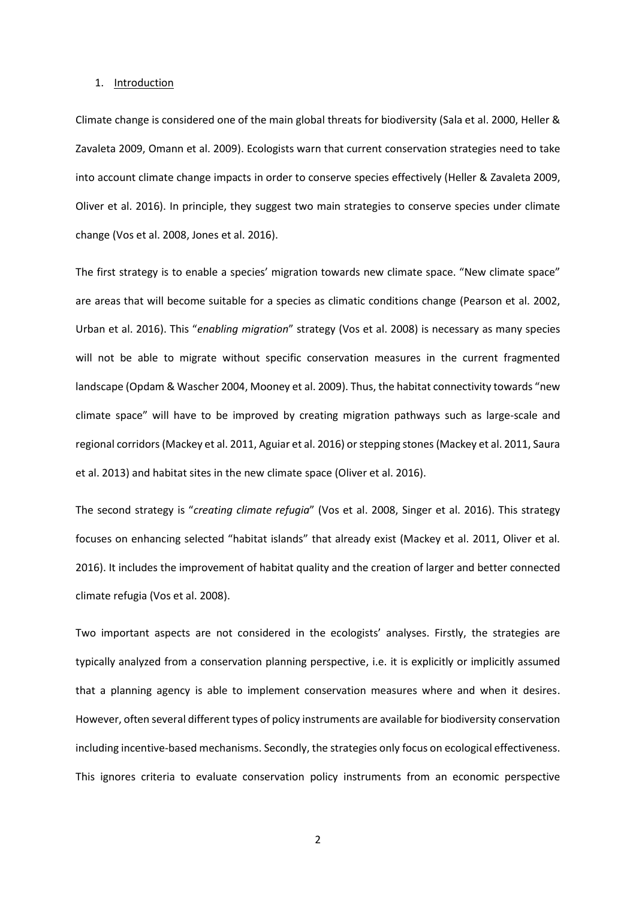## 1. Introduction

Climate change is considered one of the main global threats for biodiversity (Sala et al. 2000, Heller & Zavaleta 2009, Omann et al. 2009). Ecologists warn that current conservation strategies need to take into account climate change impacts in order to conserve species effectively (Heller & Zavaleta 2009, Oliver et al. 2016). In principle, they suggest two main strategies to conserve species under climate change (Vos et al. 2008, Jones et al. 2016).

The first strategy is to enable a species' migration towards new climate space. "New climate space" are areas that will become suitable for a species as climatic conditions change (Pearson et al. 2002, Urban et al. 2016). This "*enabling migration*" strategy (Vos et al. 2008) is necessary as many species will not be able to migrate without specific conservation measures in the current fragmented landscape (Opdam & Wascher 2004, Mooney et al. 2009). Thus, the habitat connectivity towards "new climate space" will have to be improved by creating migration pathways such as large-scale and regional corridors (Mackey et al. 2011, Aguiar et al. 2016) or stepping stones (Mackey et al. 2011, Saura et al. 2013) and habitat sites in the new climate space (Oliver et al. 2016).

The second strategy is "*creating climate refugia*" (Vos et al. 2008, Singer et al. 2016). This strategy focuses on enhancing selected "habitat islands" that already exist (Mackey et al. 2011, Oliver et al. 2016). It includes the improvement of habitat quality and the creation of larger and better connected climate refugia (Vos et al. 2008).

Two important aspects are not considered in the ecologists' analyses. Firstly, the strategies are typically analyzed from a conservation planning perspective, i.e. it is explicitly or implicitly assumed that a planning agency is able to implement conservation measures where and when it desires. However, often several different types of policy instruments are available for biodiversity conservation including incentive-based mechanisms. Secondly, the strategies only focus on ecological effectiveness. This ignores criteria to evaluate conservation policy instruments from an economic perspective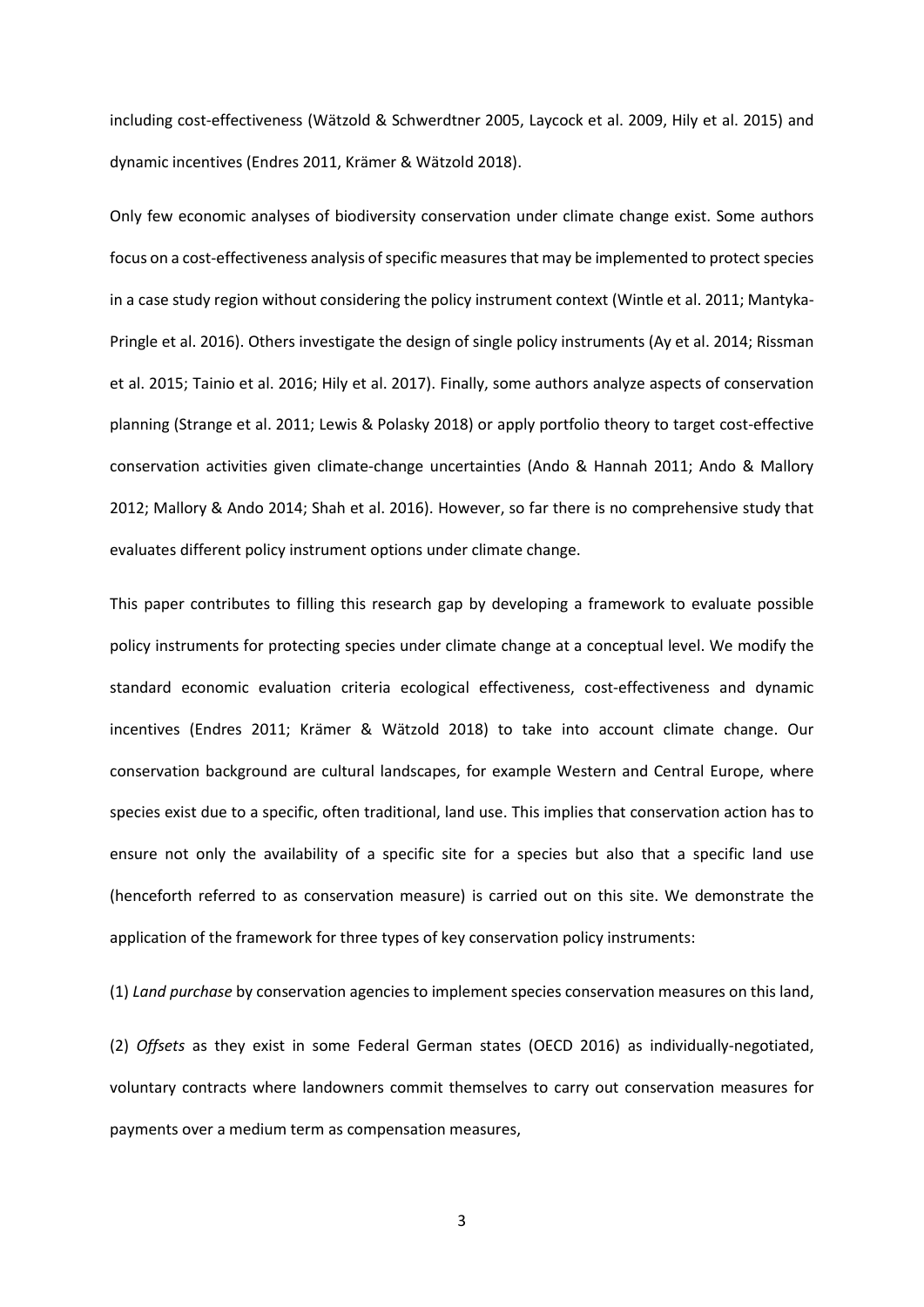including cost-effectiveness (Wätzold & Schwerdtner 2005, Laycock et al. 2009, Hily et al. 2015) and dynamic incentives (Endres 2011, Krämer & Wätzold 2018).

Only few economic analyses of biodiversity conservation under climate change exist. Some authors focus on a cost-effectiveness analysis of specific measures that may be implemented to protect species in a case study region without considering the policy instrument context (Wintle et al. 2011; Mantyka-Pringle et al. 2016). Others investigate the design of single policy instruments (Ay et al. 2014; Rissman et al. 2015; Tainio et al. 2016; Hily et al. 2017). Finally, some authors analyze aspects of conservation planning (Strange et al. 2011; Lewis & Polasky 2018) or apply portfolio theory to target cost-effective conservation activities given climate-change uncertainties (Ando & Hannah 2011; Ando & Mallory 2012; Mallory & Ando 2014; Shah et al. 2016). However, so far there is no comprehensive study that evaluates different policy instrument options under climate change.

This paper contributes to filling this research gap by developing a framework to evaluate possible policy instruments for protecting species under climate change at a conceptual level. We modify the standard economic evaluation criteria ecological effectiveness, cost-effectiveness and dynamic incentives (Endres 2011; Krämer & Wätzold 2018) to take into account climate change. Our conservation background are cultural landscapes, for example Western and Central Europe, where species exist due to a specific, often traditional, land use. This implies that conservation action has to ensure not only the availability of a specific site for a species but also that a specific land use (henceforth referred to as conservation measure) is carried out on this site. We demonstrate the application of the framework for three types of key conservation policy instruments:

(1) *Land purchase* by conservation agencies to implement species conservation measures on this land,

(2) *Offsets* as they exist in some Federal German states (OECD 2016) as individually-negotiated, voluntary contracts where landowners commit themselves to carry out conservation measures for payments over a medium term as compensation measures,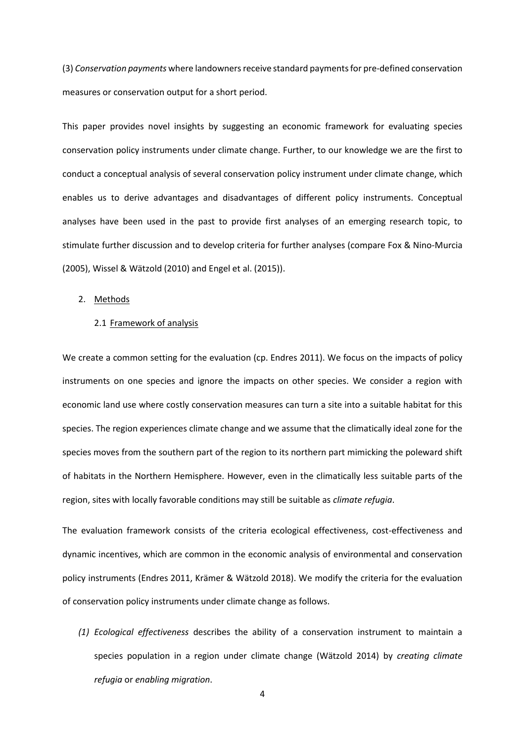(3) *Conservation payments* where landowners receive standard payments for pre-defined conservation measures or conservation output for a short period.

This paper provides novel insights by suggesting an economic framework for evaluating species conservation policy instruments under climate change. Further, to our knowledge we are the first to conduct a conceptual analysis of several conservation policy instrument under climate change, which enables us to derive advantages and disadvantages of different policy instruments. Conceptual analyses have been used in the past to provide first analyses of an emerging research topic, to stimulate further discussion and to develop criteria for further analyses (compare Fox & Nino-Murcia (2005), Wissel & Wätzold (2010) and Engel et al. (2015)).

## 2. Methods

### 2.1 Framework of analysis

We create a common setting for the evaluation (cp. Endres 2011). We focus on the impacts of policy instruments on one species and ignore the impacts on other species. We consider a region with economic land use where costly conservation measures can turn a site into a suitable habitat for this species. The region experiences climate change and we assume that the climatically ideal zone for the species moves from the southern part of the region to its northern part mimicking the poleward shift of habitats in the Northern Hemisphere. However, even in the climatically less suitable parts of the region, sites with locally favorable conditions may still be suitable as *climate refugia*.

The evaluation framework consists of the criteria ecological effectiveness, cost-effectiveness and dynamic incentives, which are common in the economic analysis of environmental and conservation policy instruments (Endres 2011, Krämer & Wätzold 2018). We modify the criteria for the evaluation of conservation policy instruments under climate change as follows.

*(1) Ecological effectiveness* describes the ability of a conservation instrument to maintain a species population in a region under climate change (Wätzold 2014) by *creating climate refugia* or *enabling migration*.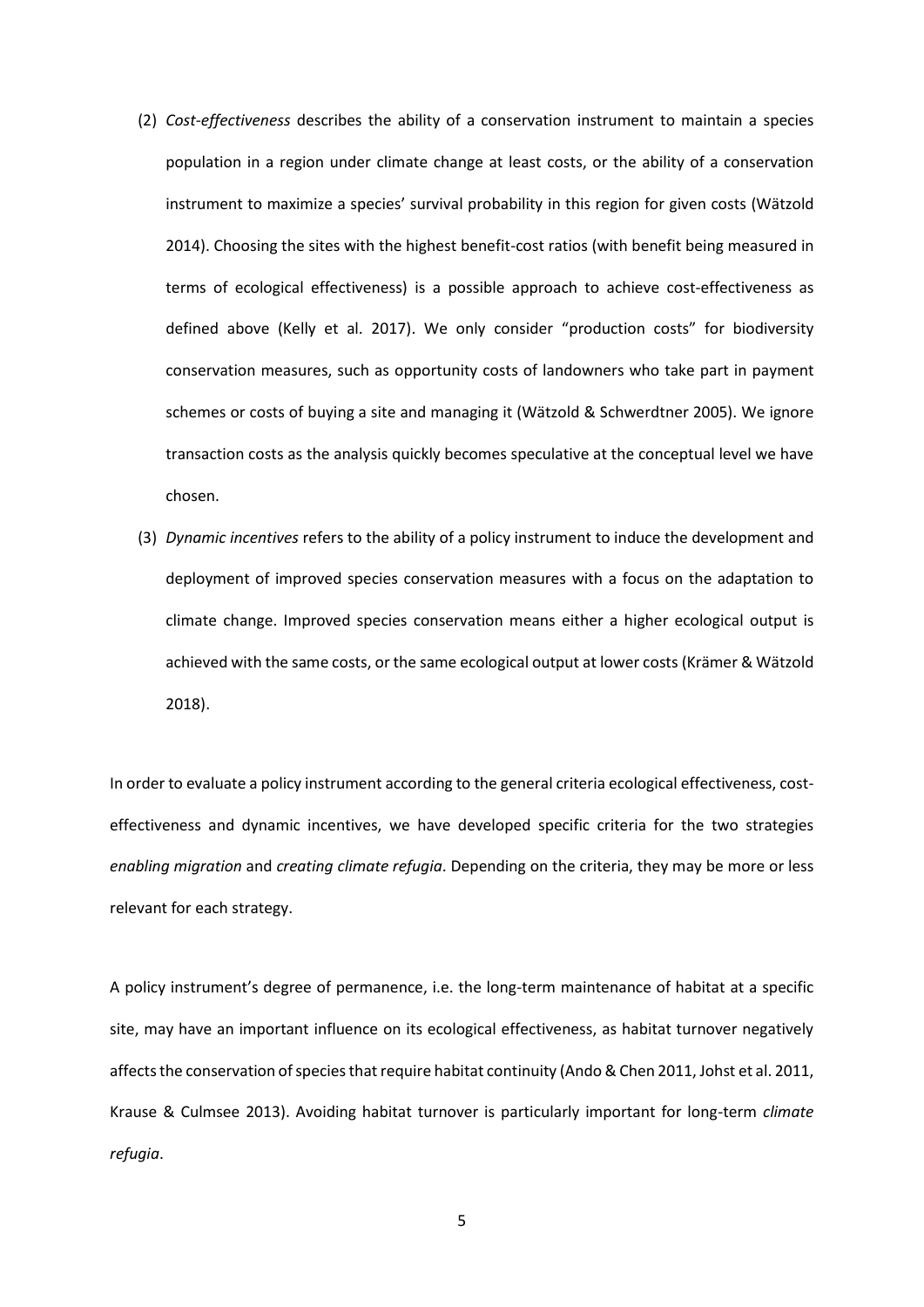(2) *Cost-effectiveness* describes the ability of a conservation instrument to maintain a species population in a region under climate change at least costs, or the ability of a conservation instrument to maximize a species' survival probability in this region for given costs (Wätzold 2014). Choosing the sites with the highest benefit-cost ratios (with benefit being measured in terms of ecological effectiveness) is a possible approach to achieve cost-effectiveness as defined above (Kelly et al. 2017). We only consider "production costs" for biodiversity conservation measures, such as opportunity costs of landowners who take part in payment schemes or costs of buying a site and managing it (Wätzold & Schwerdtner 2005). We ignore transaction costs as the analysis quickly becomes speculative at the conceptual level we have chosen.

(3) *Dynamic incentives* refers to the ability of a policy instrument to induce the development and deployment of improved species conservation measures with a focus on the adaptation to climate change. Improved species conservation means either a higher ecological output is achieved with the same costs, or the same ecological output at lower costs (Krämer & Wätzold 2018).

In order to evaluate a policy instrument according to the general criteria ecological effectiveness, cost-effectiveness and dynamic incentives, we have developed specific criteria for the two strategies *enabling migration* and *creating climate refugia*. Depending on the criteria, they may be more or less relevant for each strategy.

A policy instrument's degree of permanence, i.e. the long-term maintenance of habitat at a specific site, may have an important influence on its ecological effectiveness, as habitat turnover negatively affects the conservation of species that require habitat continuity (Ando & Chen 2011, Johst et al. 2011, Krause & Culmsee 2013). Avoiding habitat turnover is particularly important for long-term *climate refugia*.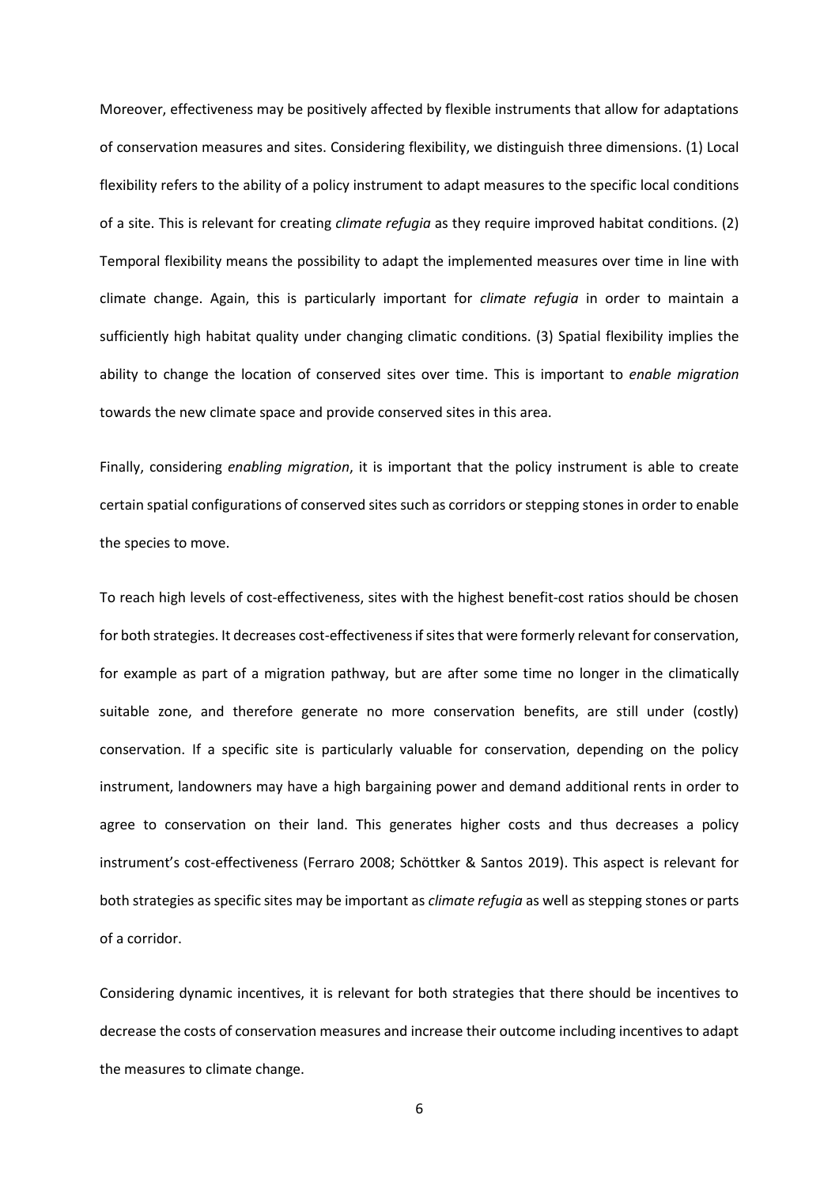Moreover, effectiveness may be positively affected by flexible instruments that allow for adaptations of conservation measures and sites. Considering flexibility, we distinguish three dimensions. (1) Local flexibility refers to the ability of a policy instrument to adapt measures to the specific local conditions of a site. This is relevant for creating *climate refugia* as they require improved habitat conditions. (2) Temporal flexibility means the possibility to adapt the implemented measures over time in line with climate change. Again, this is particularly important for *climate refugia* in order to maintain a sufficiently high habitat quality under changing climatic conditions. (3) Spatial flexibility implies the ability to change the location of conserved sites over time. This is important to *enable migration* towards the new climate space and provide conserved sites in this area.

Finally, considering *enabling migration*, it is important that the policy instrument is able to create certain spatial configurations of conserved sites such as corridors or stepping stones in order to enable the species to move.

To reach high levels of cost-effectiveness, sites with the highest benefit-cost ratios should be chosen for both strategies. It decreases cost-effectiveness if sites that were formerly relevant for conservation, for example as part of a migration pathway, but are after some time no longer in the climatically suitable zone, and therefore generate no more conservation benefits, are still under (costly) conservation. If a specific site is particularly valuable for conservation, depending on the policy instrument, landowners may have a high bargaining power and demand additional rents in order to agree to conservation on their land. This generates higher costs and thus decreases a policy instrument's cost-effectiveness (Ferraro 2008; Schöttker & Santos 2019). This aspect is relevant for both strategies as specific sites may be important as *climate refugia* as well as stepping stones or parts of a corridor.

Considering dynamic incentives, it is relevant for both strategies that there should be incentives to decrease the costs of conservation measures and increase their outcome including incentives to adapt the measures to climate change.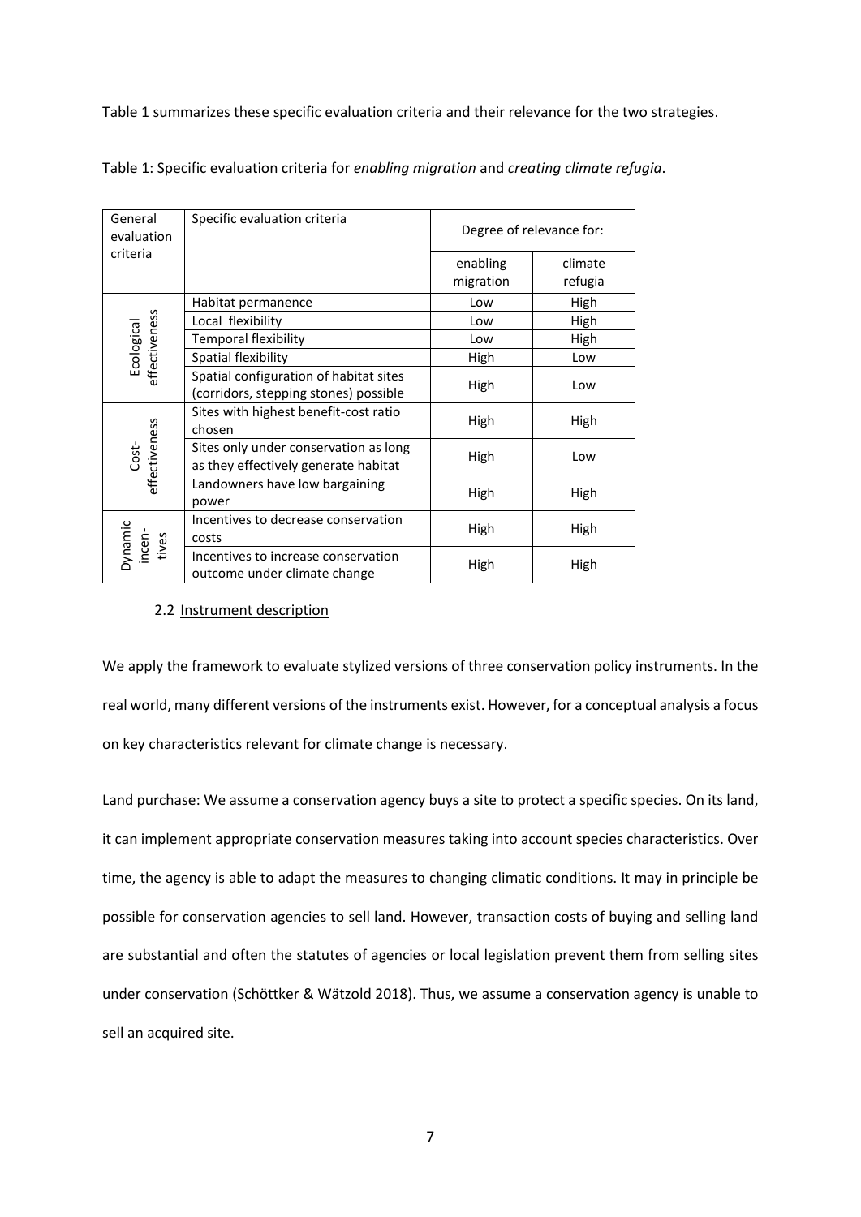Table 1 summarizes these specific evaluation criteria and their relevance for the two strategies.

Table 1: Specific evaluation criteria for *enabling migration* and *creating climate refugia*.

| General evaluation criteria | Specific evaluation criteria | Degree of relevance for: | |
|---|---|---|---|
| | | enabling migration | climate refugia |
| Ecological effectiveness | Habitat permanence | Low | High |
| | Local flexibility | Low | High |
| | Temporal flexibility | Low | High |
| | Spatial flexibility | High | Low |
| | Spatial configuration of habitat sites (corridors, stepping stones) possible | High | Low |
| Cost-effectiveness | Sites with highest benefit-cost ratio chosen | High | High |
| | Sites only under conservation as long as they effectively generate habitat | High | Low |
| | Landowners have low bargaining power | High | High |
| Dynamic incen-tives | Incentives to decrease conservation costs | High | High |
| | Incentives to increase conservation outcome under climate change | High | High |

### 2.2 Instrument description

We apply the framework to evaluate stylized versions of three conservation policy instruments. In the real world, many different versions of the instruments exist. However, for a conceptual analysis a focus on key characteristics relevant for climate change is necessary.

Land purchase: We assume a conservation agency buys a site to protect a specific species. On its land, it can implement appropriate conservation measures taking into account species characteristics. Over time, the agency is able to adapt the measures to changing climatic conditions. It may in principle be possible for conservation agencies to sell land. However, transaction costs of buying and selling land are substantial and often the statutes of agencies or local legislation prevent them from selling sites under conservation (Schöttker & Wätzold 2018). Thus, we assume a conservation agency is unable to sell an acquired site.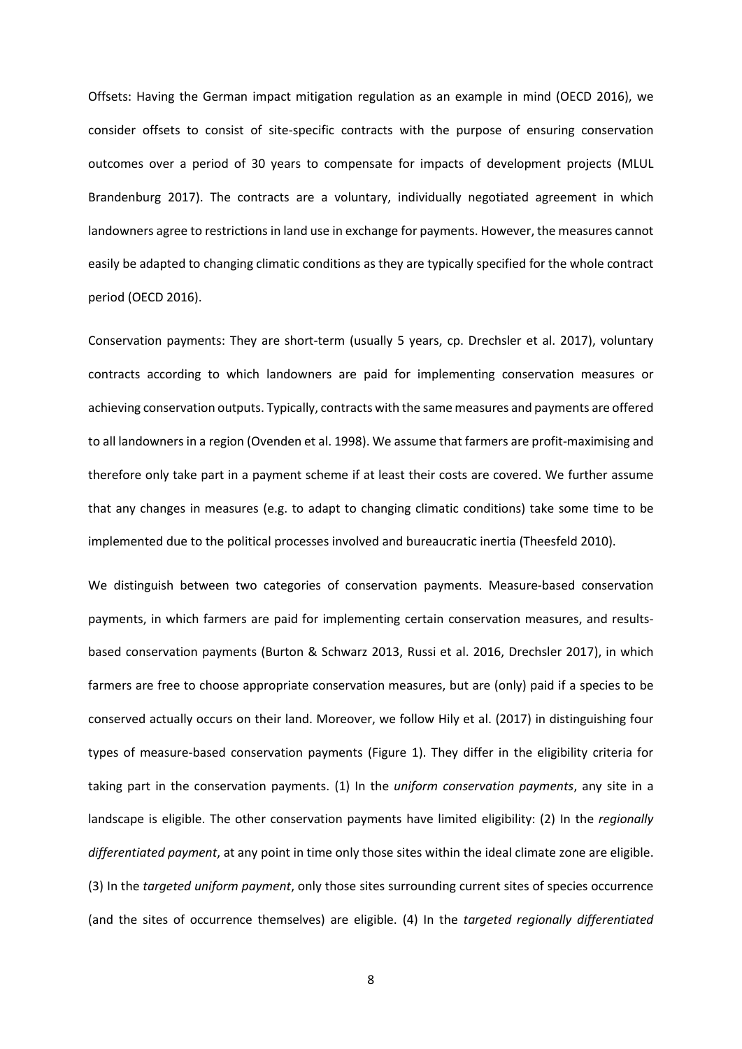Offsets: Having the German impact mitigation regulation as an example in mind (OECD 2016), we consider offsets to consist of site-specific contracts with the purpose of ensuring conservation outcomes over a period of 30 years to compensate for impacts of development projects (MLUL Brandenburg 2017). The contracts are a voluntary, individually negotiated agreement in which landowners agree to restrictions in land use in exchange for payments. However, the measures cannot easily be adapted to changing climatic conditions as they are typically specified for the whole contract period (OECD 2016).

Conservation payments: They are short-term (usually 5 years, cp. Drechsler et al. 2017), voluntary contracts according to which landowners are paid for implementing conservation measures or achieving conservation outputs. Typically, contracts with the same measures and payments are offered to all landowners in a region (Ovenden et al. 1998). We assume that farmers are profit-maximising and therefore only take part in a payment scheme if at least their costs are covered. We further assume that any changes in measures (e.g. to adapt to changing climatic conditions) take some time to be implemented due to the political processes involved and bureaucratic inertia (Theesfeld 2010).

We distinguish between two categories of conservation payments. Measure-based conservation payments, in which farmers are paid for implementing certain conservation measures, and results-based conservation payments (Burton & Schwarz 2013, Russi et al. 2016, Drechsler 2017), in which farmers are free to choose appropriate conservation measures, but are (only) paid if a species to be conserved actually occurs on their land. Moreover, we follow Hily et al. (2017) in distinguishing four types of measure-based conservation payments (Figure 1). They differ in the eligibility criteria for taking part in the conservation payments. (1) In the *uniform conservation payments*, any site in a landscape is eligible. The other conservation payments have limited eligibility: (2) In the *regionally differentiated payment*, at any point in time only those sites within the ideal climate zone are eligible. (3) In the *targeted uniform payment*, only those sites surrounding current sites of species occurrence (and the sites of occurrence themselves) are eligible. (4) In the *targeted regionally differentiated*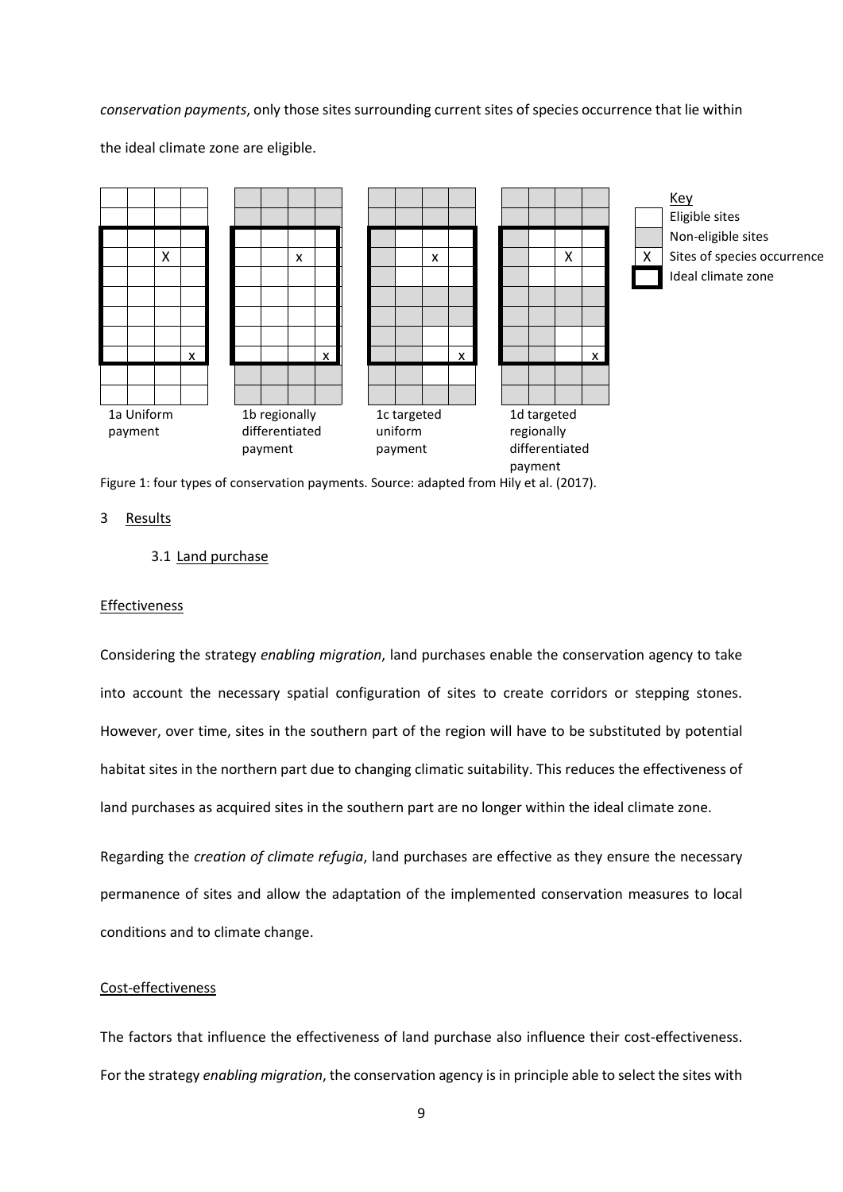*conservation payments*, only those sites surrounding current sites of species occurrence that lie within the ideal climate zone are eligible.

Key: Eligible sites; Non-eligible sites; X Sites of species occurrence; Ideal climate zone

1a Uniform payment | 1b regionally differentiated payment | 1c targeted uniform payment | 1d targeted regionally differentiated payment

Figure 1: four types of conservation payments. Source: adapted from Hily et al. (2017).

## 3 Results

### 3.1 Land purchase

#### Effectiveness

Considering the strategy *enabling migration*, land purchases enable the conservation agency to take into account the necessary spatial configuration of sites to create corridors or stepping stones. However, over time, sites in the southern part of the region will have to be substituted by potential habitat sites in the northern part due to changing climatic suitability. This reduces the effectiveness of land purchases as acquired sites in the southern part are no longer within the ideal climate zone.

Regarding the *creation of climate refugia*, land purchases are effective as they ensure the necessary permanence of sites and allow the adaptation of the implemented conservation measures to local conditions and to climate change.

#### Cost-effectiveness

The factors that influence the effectiveness of land purchase also influence their cost-effectiveness. For the strategy *enabling migration*, the conservation agency is in principle able to select the sites with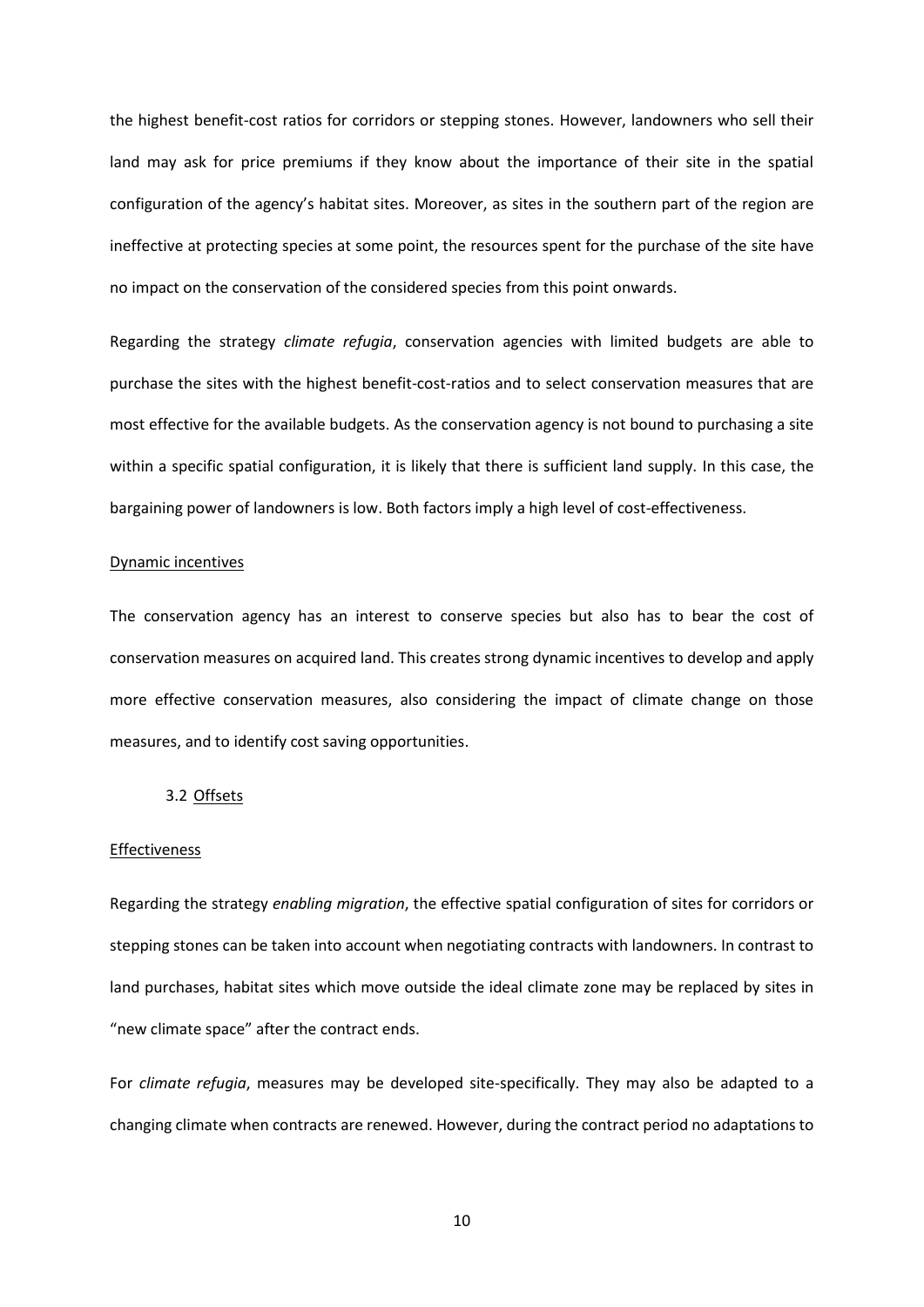the highest benefit-cost ratios for corridors or stepping stones. However, landowners who sell their land may ask for price premiums if they know about the importance of their site in the spatial configuration of the agency's habitat sites. Moreover, as sites in the southern part of the region are ineffective at protecting species at some point, the resources spent for the purchase of the site have no impact on the conservation of the considered species from this point onwards.

Regarding the strategy *climate refugia*, conservation agencies with limited budgets are able to purchase the sites with the highest benefit-cost-ratios and to select conservation measures that are most effective for the available budgets. As the conservation agency is not bound to purchasing a site within a specific spatial configuration, it is likely that there is sufficient land supply. In this case, the bargaining power of landowners is low. Both factors imply a high level of cost-effectiveness.

Dynamic incentives

The conservation agency has an interest to conserve species but also has to bear the cost of conservation measures on acquired land. This creates strong dynamic incentives to develop and apply more effective conservation measures, also considering the impact of climate change on those measures, and to identify cost saving opportunities.

### 3.2 Offsets

Effectiveness

Regarding the strategy *enabling migration*, the effective spatial configuration of sites for corridors or stepping stones can be taken into account when negotiating contracts with landowners. In contrast to land purchases, habitat sites which move outside the ideal climate zone may be replaced by sites in "new climate space" after the contract ends.

For *climate refugia*, measures may be developed site-specifically. They may also be adapted to a changing climate when contracts are renewed. However, during the contract period no adaptations to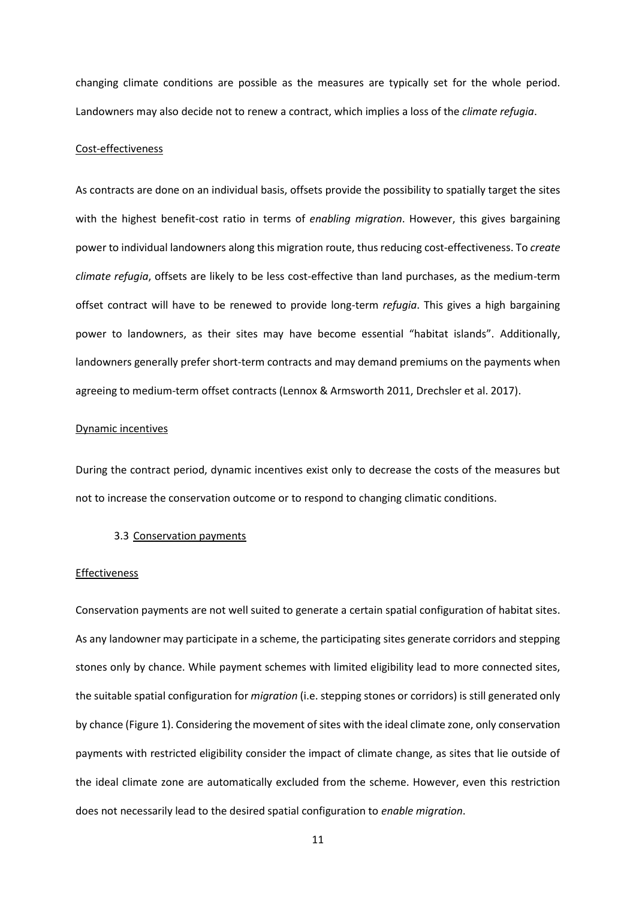changing climate conditions are possible as the measures are typically set for the whole period. Landowners may also decide not to renew a contract, which implies a loss of the *climate refugia*.

Cost-effectiveness

As contracts are done on an individual basis, offsets provide the possibility to spatially target the sites with the highest benefit-cost ratio in terms of *enabling migration*. However, this gives bargaining power to individual landowners along this migration route, thus reducing cost-effectiveness. To *create climate refugia*, offsets are likely to be less cost-effective than land purchases, as the medium-term offset contract will have to be renewed to provide long-term *refugia*. This gives a high bargaining power to landowners, as their sites may have become essential "habitat islands". Additionally, landowners generally prefer short-term contracts and may demand premiums on the payments when agreeing to medium-term offset contracts (Lennox & Armsworth 2011, Drechsler et al. 2017).

Dynamic incentives

During the contract period, dynamic incentives exist only to decrease the costs of the measures but not to increase the conservation outcome or to respond to changing climatic conditions.

### 3.3 Conservation payments

Effectiveness

Conservation payments are not well suited to generate a certain spatial configuration of habitat sites. As any landowner may participate in a scheme, the participating sites generate corridors and stepping stones only by chance. While payment schemes with limited eligibility lead to more connected sites, the suitable spatial configuration for *migration* (i.e. stepping stones or corridors) is still generated only by chance (Figure 1). Considering the movement of sites with the ideal climate zone, only conservation payments with restricted eligibility consider the impact of climate change, as sites that lie outside of the ideal climate zone are automatically excluded from the scheme. However, even this restriction does not necessarily lead to the desired spatial configuration to *enable migration*.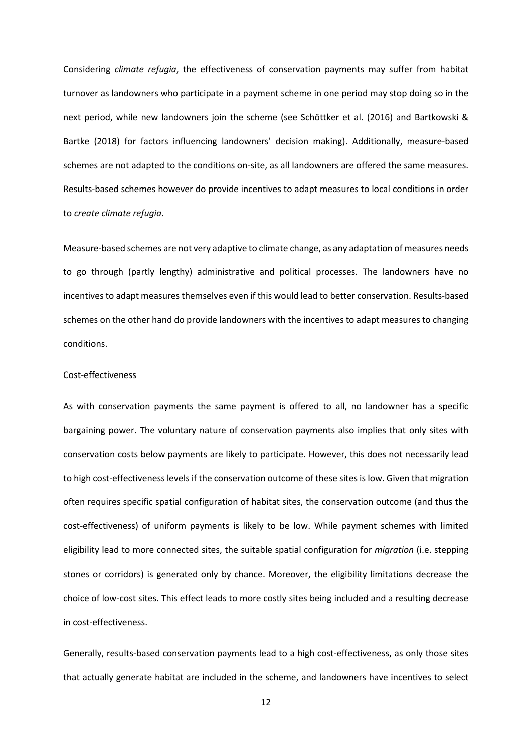Considering *climate refugia*, the effectiveness of conservation payments may suffer from habitat turnover as landowners who participate in a payment scheme in one period may stop doing so in the next period, while new landowners join the scheme (see Schöttker et al. (2016) and Bartkowski & Bartke (2018) for factors influencing landowners' decision making). Additionally, measure-based schemes are not adapted to the conditions on-site, as all landowners are offered the same measures. Results-based schemes however do provide incentives to adapt measures to local conditions in order to *create climate refugia*.

Measure-based schemes are not very adaptive to climate change, as any adaptation of measures needs to go through (partly lengthy) administrative and political processes. The landowners have no incentives to adapt measures themselves even if this would lead to better conservation. Results-based schemes on the other hand do provide landowners with the incentives to adapt measures to changing conditions.

<u>Cost-effectiveness</u>

As with conservation payments the same payment is offered to all, no landowner has a specific bargaining power. The voluntary nature of conservation payments also implies that only sites with conservation costs below payments are likely to participate. However, this does not necessarily lead to high cost-effectiveness levels if the conservation outcome of these sites is low. Given that migration often requires specific spatial configuration of habitat sites, the conservation outcome (and thus the cost-effectiveness) of uniform payments is likely to be low. While payment schemes with limited eligibility lead to more connected sites, the suitable spatial configuration for *migration* (i.e. stepping stones or corridors) is generated only by chance. Moreover, the eligibility limitations decrease the choice of low-cost sites. This effect leads to more costly sites being included and a resulting decrease in cost-effectiveness.

Generally, results-based conservation payments lead to a high cost-effectiveness, as only those sites that actually generate habitat are included in the scheme, and landowners have incentives to select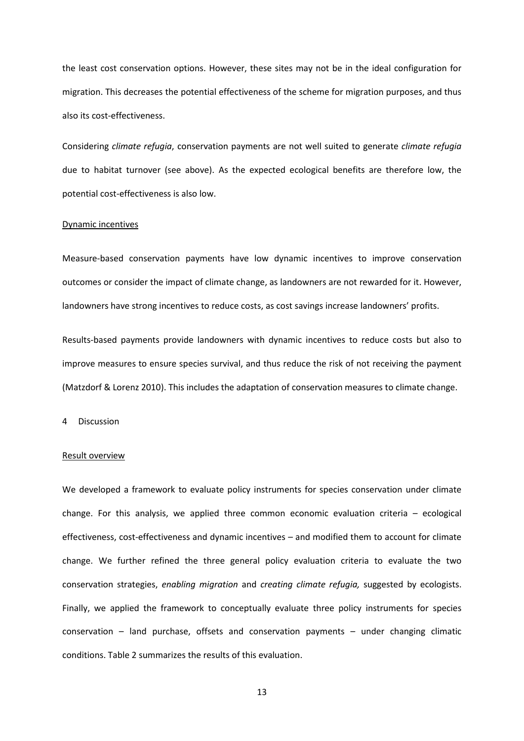the least cost conservation options. However, these sites may not be in the ideal configuration for migration. This decreases the potential effectiveness of the scheme for migration purposes, and thus also its cost-effectiveness.

Considering *climate refugia*, conservation payments are not well suited to generate *climate refugia* due to habitat turnover (see above). As the expected ecological benefits are therefore low, the potential cost-effectiveness is also low.

Dynamic incentives

Measure-based conservation payments have low dynamic incentives to improve conservation outcomes or consider the impact of climate change, as landowners are not rewarded for it. However, landowners have strong incentives to reduce costs, as cost savings increase landowners' profits.

Results-based payments provide landowners with dynamic incentives to reduce costs but also to improve measures to ensure species survival, and thus reduce the risk of not receiving the payment (Matzdorf & Lorenz 2010). This includes the adaptation of conservation measures to climate change.

# 4 Discussion

Result overview

We developed a framework to evaluate policy instruments for species conservation under climate change. For this analysis, we applied three common economic evaluation criteria – ecological effectiveness, cost-effectiveness and dynamic incentives – and modified them to account for climate change. We further refined the three general policy evaluation criteria to evaluate the two conservation strategies, *enabling migration* and *creating climate refugia,* suggested by ecologists. Finally, we applied the framework to conceptually evaluate three policy instruments for species conservation – land purchase, offsets and conservation payments – under changing climatic conditions. Table 2 summarizes the results of this evaluation.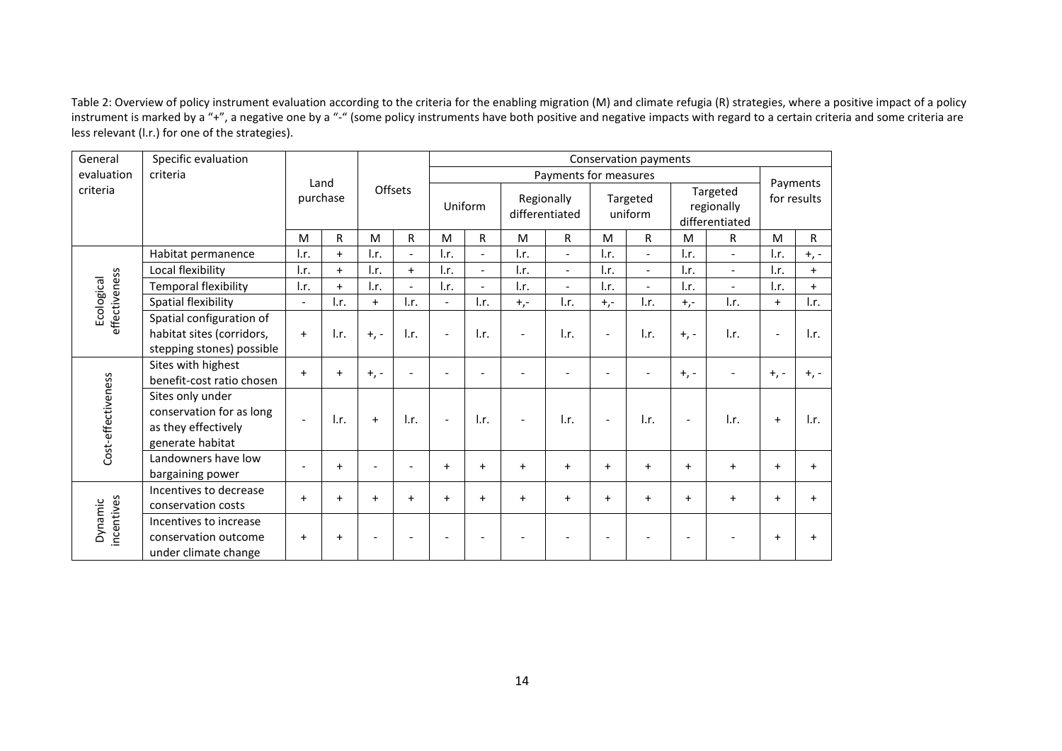Table 2: Overview of policy instrument evaluation according to the criteria for the enabling migration (M) and climate refugia (R) strategies, where a positive impact of a policy instrument is marked by a "+", a negative one by a "-" (some policy instruments have both positive and negative impacts with regard to a certain criteria and some criteria are less relevant (l.r.) for one of the strategies).

| General evaluation criteria | Specific evaluation criteria | Land purchase | | Offsets | | Conservation payments | | | | | | | | | |
|---|---|---|---|---|---|---|---|---|---|---|---|---|---|---|---|
| | | | | | | Payments for measures | | | | | | | | Payments for results | |
| | | | | | | Uniform | | Regionally differentiated | | Targeted uniform | | Targeted regionally differentiated | | | |
| | | M | R | M | R | M | R | M | R | M | R | M | R | M | R |
| Ecological effectiveness | Habitat permanence | l.r. | + | l.r. | - | l.r. | - | l.r. | - | l.r. | - | l.r. | - | l.r. | +, - |
| | Local flexibility | l.r. | + | l.r. | + | l.r. | - | l.r. | - | l.r. | - | l.r. | - | l.r. | + |
| | Temporal flexibility | l.r. | + | l.r. | - | l.r. | - | l.r. | - | l.r. | - | l.r. | - | l.r. | + |
| | Spatial flexibility | - | l.r. | + | l.r. | - | l.r. | +,- | l.r. | +,- | l.r. | +,- | l.r. | + | l.r. |
| | Spatial configuration of habitat sites (corridors, stepping stones) possible | + | l.r. | +, - | l.r. | - | l.r. | - | l.r. | - | l.r. | +, - | l.r. | - | l.r. |
| Cost-effectiveness | Sites with highest benefit-cost ratio chosen | + | + | +, - | - | - | - | - | - | - | - | +, - | - | +, - | +, - |
| | Sites only under conservation for as long as they effectively generate habitat | - | l.r. | + | l.r. | - | l.r. | - | l.r. | - | l.r. | - | l.r. | + | l.r. |
| | Landowners have low bargaining power | - | + | - | - | + | + | + | + | + | + | + | + | + | + |
| Dynamic incentives | Incentives to decrease conservation costs | + | + | + | + | + | + | + | + | + | + | + | + | + | + |
| | Incentives to increase conservation outcome under climate change | + | + | - | - | - | - | - | - | - | - | - | - | + | + |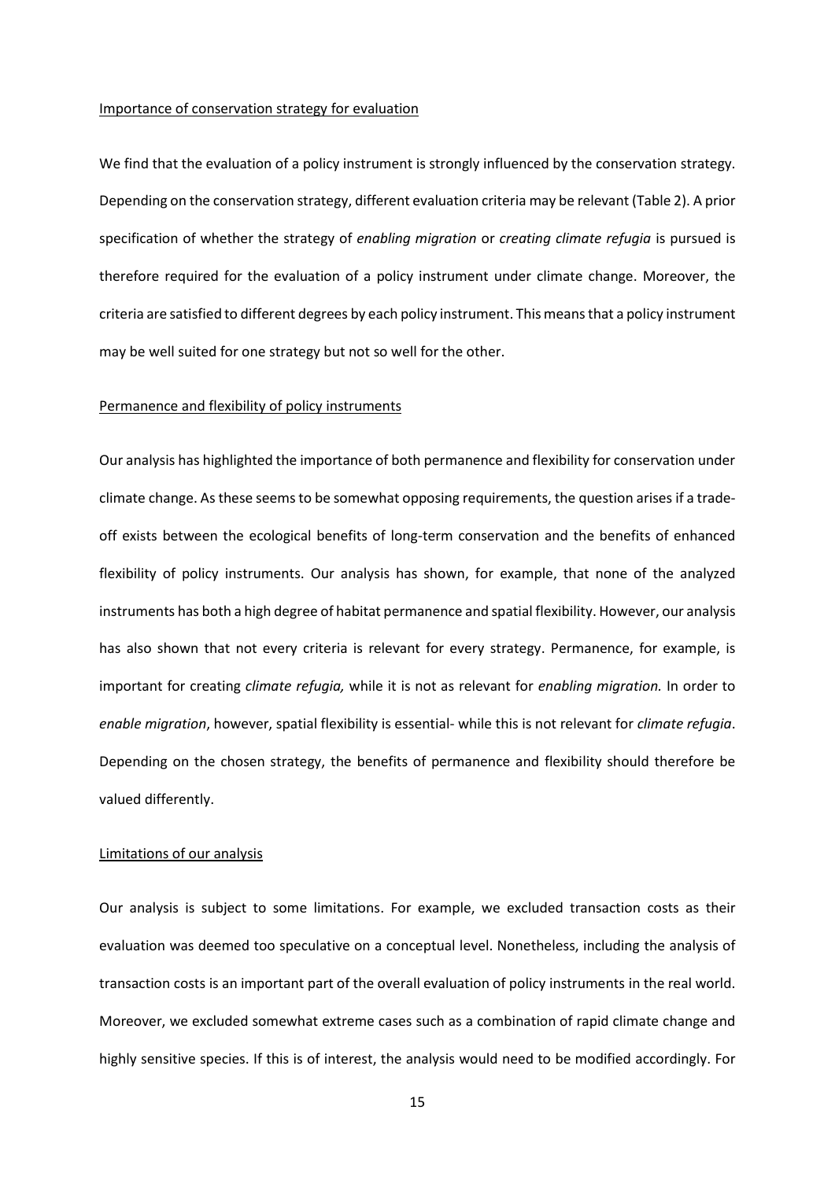Importance of conservation strategy for evaluation

We find that the evaluation of a policy instrument is strongly influenced by the conservation strategy. Depending on the conservation strategy, different evaluation criteria may be relevant (Table 2). A prior specification of whether the strategy of *enabling migration* or *creating climate refugia* is pursued is therefore required for the evaluation of a policy instrument under climate change. Moreover, the criteria are satisfied to different degrees by each policy instrument. This means that a policy instrument may be well suited for one strategy but not so well for the other.

Permanence and flexibility of policy instruments

Our analysis has highlighted the importance of both permanence and flexibility for conservation under climate change. As these seems to be somewhat opposing requirements, the question arises if a trade-off exists between the ecological benefits of long-term conservation and the benefits of enhanced flexibility of policy instruments. Our analysis has shown, for example, that none of the analyzed instruments has both a high degree of habitat permanence and spatial flexibility. However, our analysis has also shown that not every criteria is relevant for every strategy. Permanence, for example, is important for creating *climate refugia,* while it is not as relevant for *enabling migration.* In order to *enable migration*, however, spatial flexibility is essential- while this is not relevant for *climate refugia*. Depending on the chosen strategy, the benefits of permanence and flexibility should therefore be valued differently.

Limitations of our analysis

Our analysis is subject to some limitations. For example, we excluded transaction costs as their evaluation was deemed too speculative on a conceptual level. Nonetheless, including the analysis of transaction costs is an important part of the overall evaluation of policy instruments in the real world. Moreover, we excluded somewhat extreme cases such as a combination of rapid climate change and highly sensitive species. If this is of interest, the analysis would need to be modified accordingly. For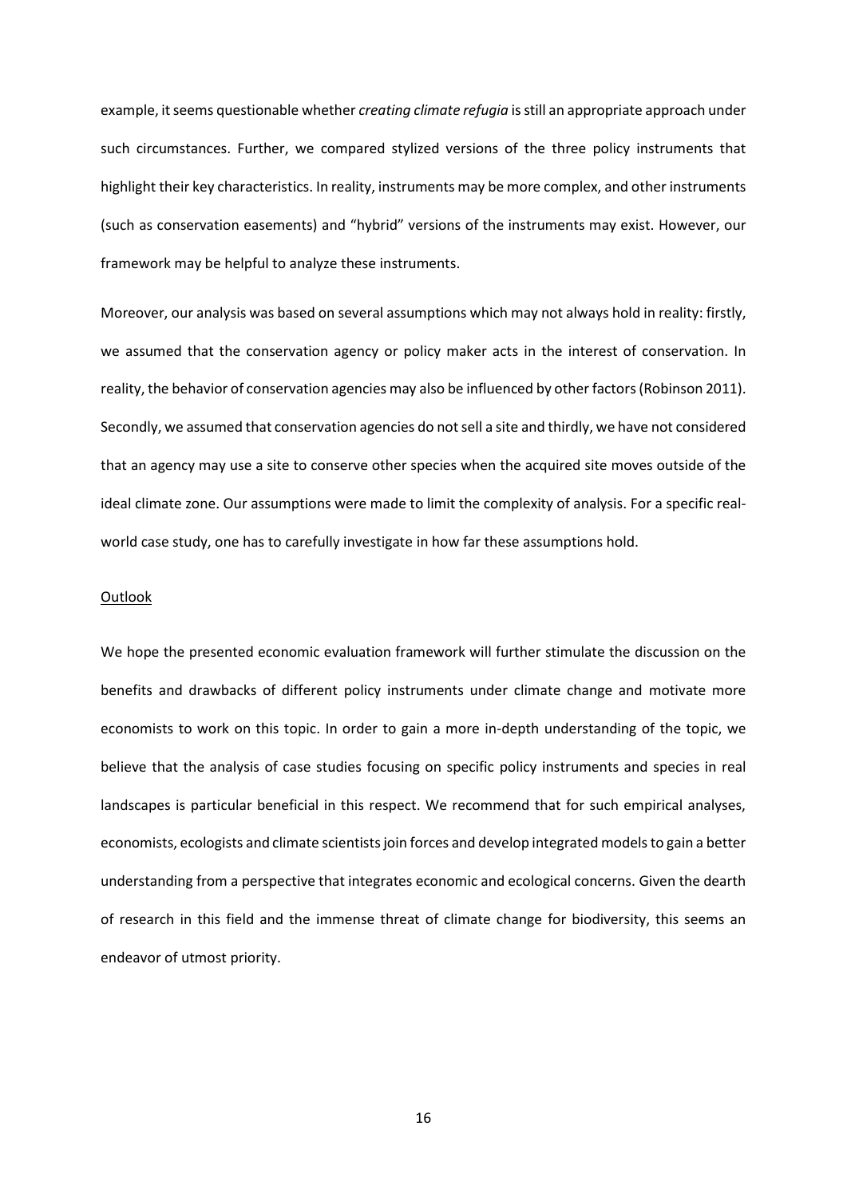example, it seems questionable whether *creating climate refugia* is still an appropriate approach under such circumstances. Further, we compared stylized versions of the three policy instruments that highlight their key characteristics. In reality, instruments may be more complex, and other instruments (such as conservation easements) and "hybrid" versions of the instruments may exist. However, our framework may be helpful to analyze these instruments.

Moreover, our analysis was based on several assumptions which may not always hold in reality: firstly, we assumed that the conservation agency or policy maker acts in the interest of conservation. In reality, the behavior of conservation agencies may also be influenced by other factors (Robinson 2011). Secondly, we assumed that conservation agencies do not sell a site and thirdly, we have not considered that an agency may use a site to conserve other species when the acquired site moves outside of the ideal climate zone. Our assumptions were made to limit the complexity of analysis. For a specific real-world case study, one has to carefully investigate in how far these assumptions hold.

Outlook

We hope the presented economic evaluation framework will further stimulate the discussion on the benefits and drawbacks of different policy instruments under climate change and motivate more economists to work on this topic. In order to gain a more in-depth understanding of the topic, we believe that the analysis of case studies focusing on specific policy instruments and species in real landscapes is particular beneficial in this respect. We recommend that for such empirical analyses, economists, ecologists and climate scientists join forces and develop integrated models to gain a better understanding from a perspective that integrates economic and ecological concerns. Given the dearth of research in this field and the immense threat of climate change for biodiversity, this seems an endeavor of utmost priority.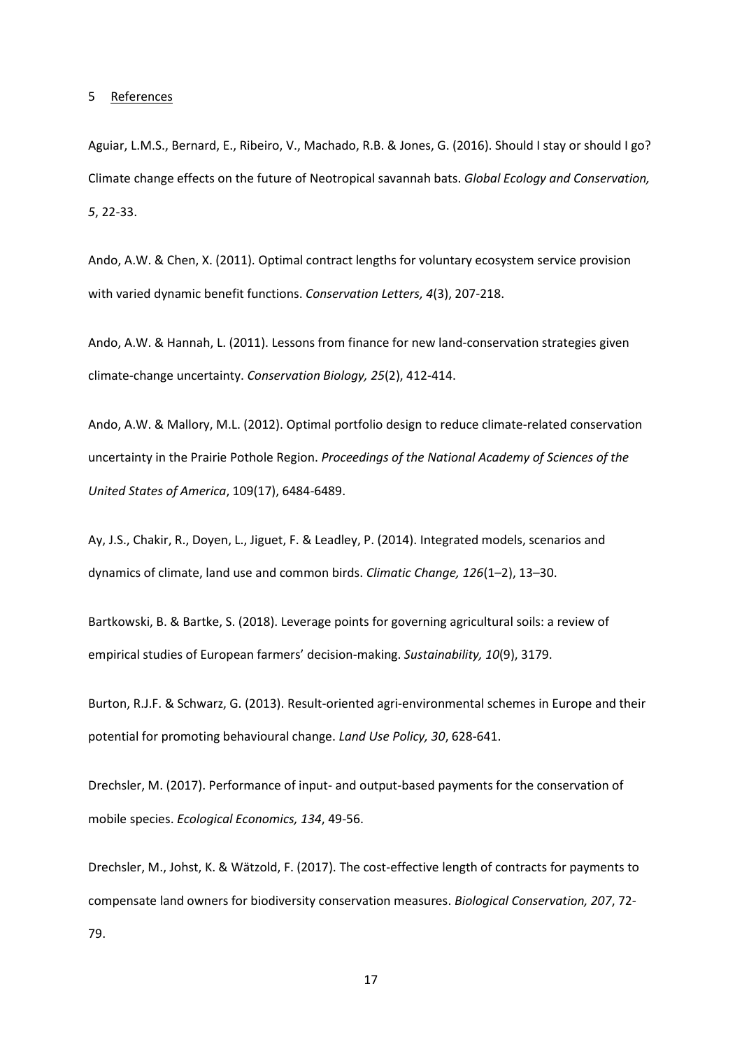## 5 References

Aguiar, L.M.S., Bernard, E., Ribeiro, V., Machado, R.B. & Jones, G. (2016). Should I stay or should I go? Climate change effects on the future of Neotropical savannah bats. *Global Ecology and Conservation, 5*, 22-33.

Ando, A.W. & Chen, X. (2011). Optimal contract lengths for voluntary ecosystem service provision with varied dynamic benefit functions. *Conservation Letters, 4*(3), 207-218.

Ando, A.W. & Hannah, L. (2011). Lessons from finance for new land-conservation strategies given climate-change uncertainty. *Conservation Biology, 25*(2), 412-414.

Ando, A.W. & Mallory, M.L. (2012). Optimal portfolio design to reduce climate-related conservation uncertainty in the Prairie Pothole Region. *Proceedings of the National Academy of Sciences of the United States of America*, 109(17), 6484-6489.

Ay, J.S., Chakir, R., Doyen, L., Jiguet, F. & Leadley, P. (2014). Integrated models, scenarios and dynamics of climate, land use and common birds. *Climatic Change, 126*(1–2), 13–30.

Bartkowski, B. & Bartke, S. (2018). Leverage points for governing agricultural soils: a review of empirical studies of European farmers' decision-making. *Sustainability, 10*(9), 3179.

Burton, R.J.F. & Schwarz, G. (2013). Result-oriented agri-environmental schemes in Europe and their potential for promoting behavioural change. *Land Use Policy, 30*, 628-641.

Drechsler, M. (2017). Performance of input- and output-based payments for the conservation of mobile species. *Ecological Economics, 134*, 49-56.

Drechsler, M., Johst, K. & Wätzold, F. (2017). The cost-effective length of contracts for payments to compensate land owners for biodiversity conservation measures. *Biological Conservation, 207*, 72-79.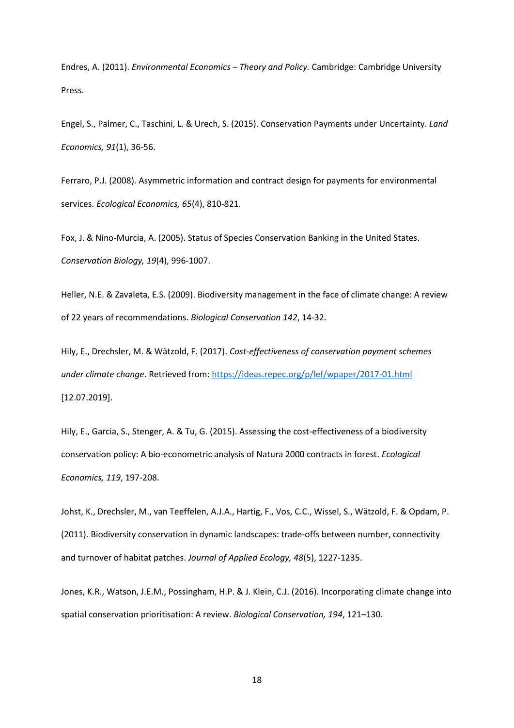Endres, A. (2011). *Environmental Economics – Theory and Policy.* Cambridge: Cambridge University Press.

Engel, S., Palmer, C., Taschini, L. & Urech, S. (2015). Conservation Payments under Uncertainty. *Land Economics, 91*(1), 36-56.

Ferraro, P.J. (2008). Asymmetric information and contract design for payments for environmental services. *Ecological Economics, 65*(4), 810-821.

Fox, J. & Nino-Murcia, A. (2005). Status of Species Conservation Banking in the United States. *Conservation Biology, 19*(4), 996-1007.

Heller, N.E. & Zavaleta, E.S. (2009). Biodiversity management in the face of climate change: A review of 22 years of recommendations. *Biological Conservation 142*, 14-32.

Hily, E., Drechsler, M. & Wätzold, F. (2017). *Cost-effectiveness of conservation payment schemes under climate change*. Retrieved from: https://ideas.repec.org/p/lef/wpaper/2017-01.html [12.07.2019].

Hily, E., Garcia, S., Stenger, A. & Tu, G. (2015). Assessing the cost-effectiveness of a biodiversity conservation policy: A bio-econometric analysis of Natura 2000 contracts in forest. *Ecological Economics, 119*, 197-208.

Johst, K., Drechsler, M., van Teeffelen, A.J.A., Hartig, F., Vos, C.C., Wissel, S., Wätzold, F. & Opdam, P. (2011). Biodiversity conservation in dynamic landscapes: trade-offs between number, connectivity and turnover of habitat patches. *Journal of Applied Ecology, 48*(5), 1227-1235.

Jones, K.R., Watson, J.E.M., Possingham, H.P. & J. Klein, C.J. (2016). Incorporating climate change into spatial conservation prioritisation: A review. *Biological Conservation, 194*, 121–130.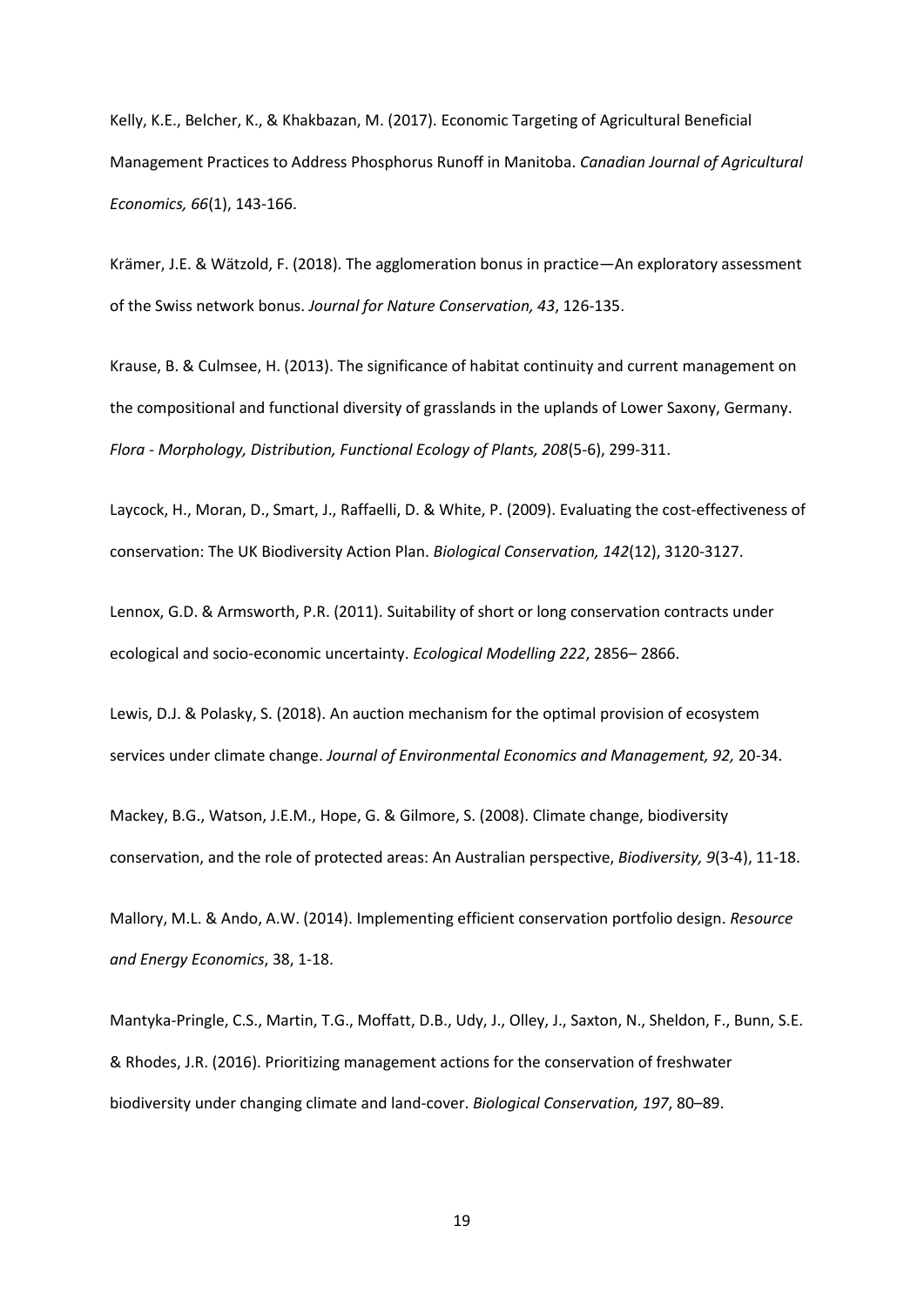Kelly, K.E., Belcher, K., & Khakbazan, M. (2017). Economic Targeting of Agricultural Beneficial Management Practices to Address Phosphorus Runoff in Manitoba. *Canadian Journal of Agricultural Economics, 66*(1), 143-166.

Krämer, J.E. & Wätzold, F. (2018). The agglomeration bonus in practice—An exploratory assessment of the Swiss network bonus. *Journal for Nature Conservation, 43*, 126-135.

Krause, B. & Culmsee, H. (2013). The significance of habitat continuity and current management on the compositional and functional diversity of grasslands in the uplands of Lower Saxony, Germany. *Flora - Morphology, Distribution, Functional Ecology of Plants, 208*(5-6), 299-311.

Laycock, H., Moran, D., Smart, J., Raffaelli, D. & White, P. (2009). Evaluating the cost-effectiveness of conservation: The UK Biodiversity Action Plan. *Biological Conservation, 142*(12), 3120-3127.

Lennox, G.D. & Armsworth, P.R. (2011). Suitability of short or long conservation contracts under ecological and socio-economic uncertainty. *Ecological Modelling 222*, 2856– 2866.

Lewis, D.J. & Polasky, S. (2018). An auction mechanism for the optimal provision of ecosystem services under climate change. *Journal of Environmental Economics and Management, 92,* 20-34.

Mackey, B.G., Watson, J.E.M., Hope, G. & Gilmore, S. (2008). Climate change, biodiversity conservation, and the role of protected areas: An Australian perspective, *Biodiversity, 9*(3-4), 11-18.

Mallory, M.L. & Ando, A.W. (2014). Implementing efficient conservation portfolio design. *Resource and Energy Economics*, 38, 1-18.

Mantyka-Pringle, C.S., Martin, T.G., Moffatt, D.B., Udy, J., Olley, J., Saxton, N., Sheldon, F., Bunn, S.E. & Rhodes, J.R. (2016). Prioritizing management actions for the conservation of freshwater biodiversity under changing climate and land-cover. *Biological Conservation, 197*, 80–89.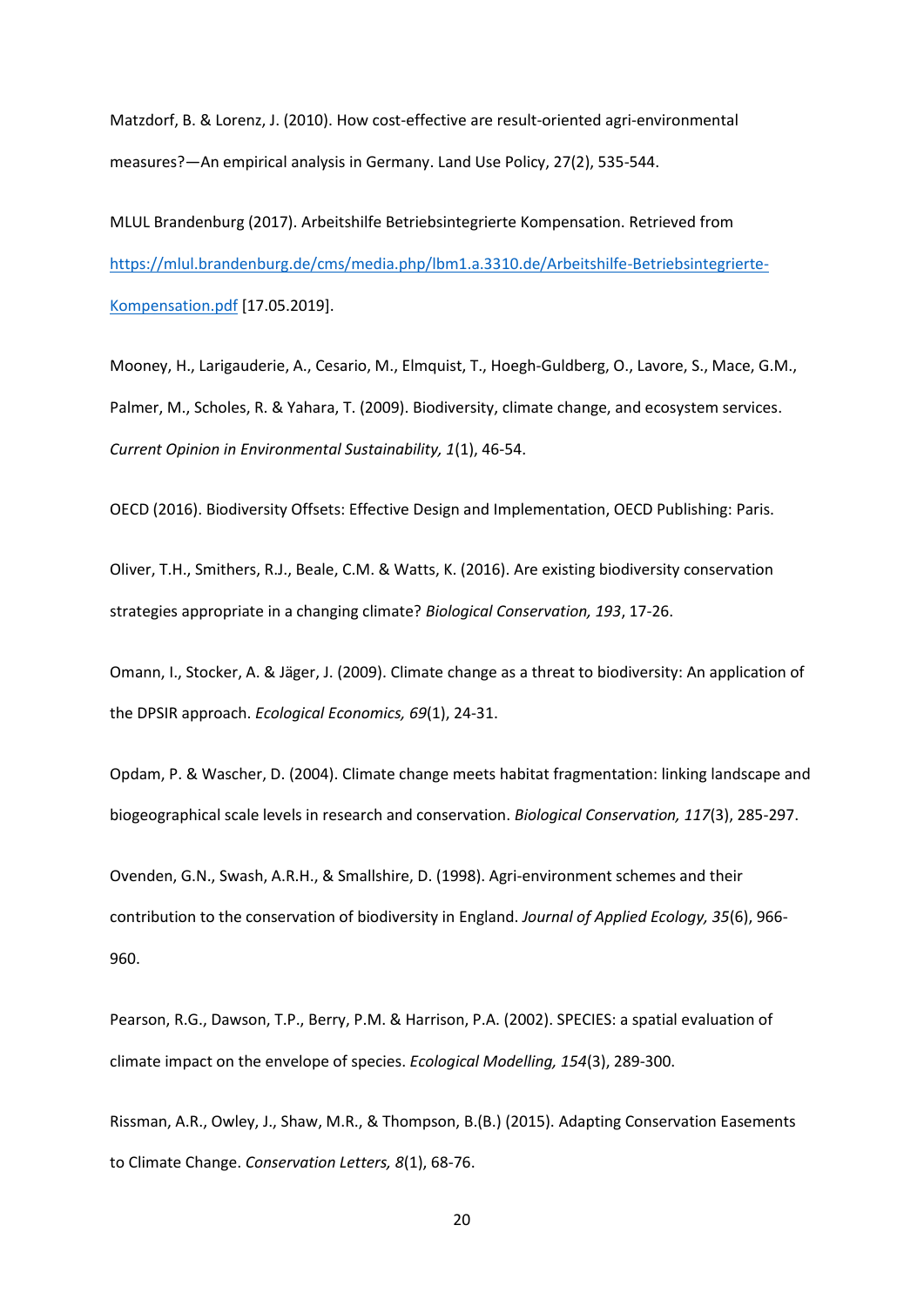Matzdorf, B. & Lorenz, J. (2010). How cost-effective are result-oriented agri-environmental measures?—An empirical analysis in Germany. Land Use Policy, 27(2), 535-544.

MLUL Brandenburg (2017). Arbeitshilfe Betriebsintegrierte Kompensation. Retrieved from [https://mlul.brandenburg.de/cms/media.php/lbm1.a.3310.de/Arbeitshilfe-Betriebsintegrierte-Kompensation.pdf](https://mlul.brandenburg.de/cms/media.php/lbm1.a.3310.de/Arbeitshilfe-Betriebsintegrierte-Kompensation.pdf) [17.05.2019].

Mooney, H., Larigauderie, A., Cesario, M., Elmquist, T., Hoegh-Guldberg, O., Lavore, S., Mace, G.M., Palmer, M., Scholes, R. & Yahara, T. (2009). Biodiversity, climate change, and ecosystem services. *Current Opinion in Environmental Sustainability, 1*(1), 46-54.

OECD (2016). Biodiversity Offsets: Effective Design and Implementation, OECD Publishing: Paris.

Oliver, T.H., Smithers, R.J., Beale, C.M. & Watts, K. (2016). Are existing biodiversity conservation strategies appropriate in a changing climate? *Biological Conservation, 193*, 17-26.

Omann, I., Stocker, A. & Jäger, J. (2009). Climate change as a threat to biodiversity: An application of the DPSIR approach. *Ecological Economics, 69*(1), 24-31.

Opdam, P. & Wascher, D. (2004). Climate change meets habitat fragmentation: linking landscape and biogeographical scale levels in research and conservation. *Biological Conservation, 117*(3), 285-297.

Ovenden, G.N., Swash, A.R.H., & Smallshire, D. (1998). Agri-environment schemes and their contribution to the conservation of biodiversity in England. *Journal of Applied Ecology, 35*(6), 966-960.

Pearson, R.G., Dawson, T.P., Berry, P.M. & Harrison, P.A. (2002). SPECIES: a spatial evaluation of climate impact on the envelope of species. *Ecological Modelling, 154*(3), 289-300.

Rissman, A.R., Owley, J., Shaw, M.R., & Thompson, B.(B.) (2015). Adapting Conservation Easements to Climate Change. *Conservation Letters, 8*(1), 68-76.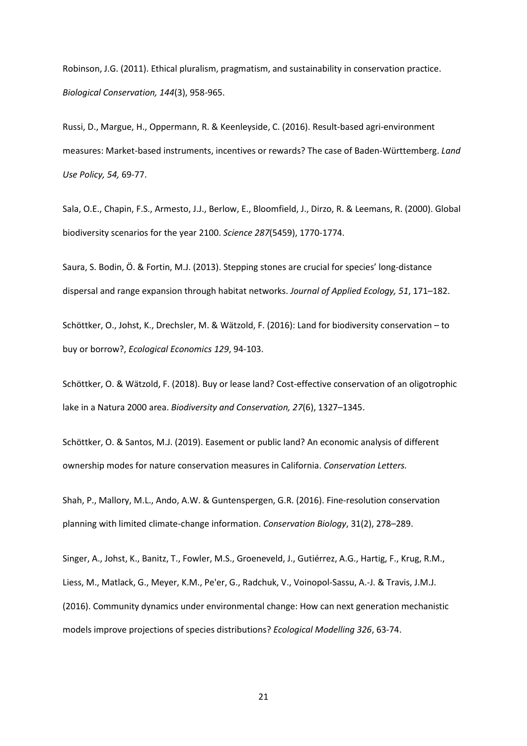Robinson, J.G. (2011). Ethical pluralism, pragmatism, and sustainability in conservation practice. *Biological Conservation, 144*(3), 958-965.

Russi, D., Margue, H., Oppermann, R. & Keenleyside, C. (2016). Result-based agri-environment measures: Market-based instruments, incentives or rewards? The case of Baden-Württemberg. *Land Use Policy, 54,* 69-77.

Sala, O.E., Chapin, F.S., Armesto, J.J., Berlow, E., Bloomfield, J., Dirzo, R. & Leemans, R. (2000). Global biodiversity scenarios for the year 2100. *Science 287*(5459), 1770-1774.

Saura, S. Bodin, Ö. & Fortin, M.J. (2013). Stepping stones are crucial for species' long-distance dispersal and range expansion through habitat networks. *Journal of Applied Ecology, 51*, 171–182.

Schöttker, O., Johst, K., Drechsler, M. & Wätzold, F. (2016): Land for biodiversity conservation – to buy or borrow?, *Ecological Economics 129*, 94-103.

Schöttker, O. & Wätzold, F. (2018). Buy or lease land? Cost-effective conservation of an oligotrophic lake in a Natura 2000 area. *Biodiversity and Conservation, 27*(6), 1327–1345.

Schöttker, O. & Santos, M.J. (2019). Easement or public land? An economic analysis of different ownership modes for nature conservation measures in California. *Conservation Letters.*

Shah, P., Mallory, M.L., Ando, A.W. & Guntenspergen, G.R. (2016). Fine-resolution conservation planning with limited climate-change information. *Conservation Biology*, 31(2), 278–289.

Singer, A., Johst, K., Banitz, T., Fowler, M.S., Groeneveld, J., Gutiérrez, A.G., Hartig, F., Krug, R.M., Liess, M., Matlack, G., Meyer, K.M., Pe'er, G., Radchuk, V., Voinopol-Sassu, A.-J. & Travis, J.M.J. (2016). Community dynamics under environmental change: How can next generation mechanistic models improve projections of species distributions? *Ecological Modelling 326*, 63-74.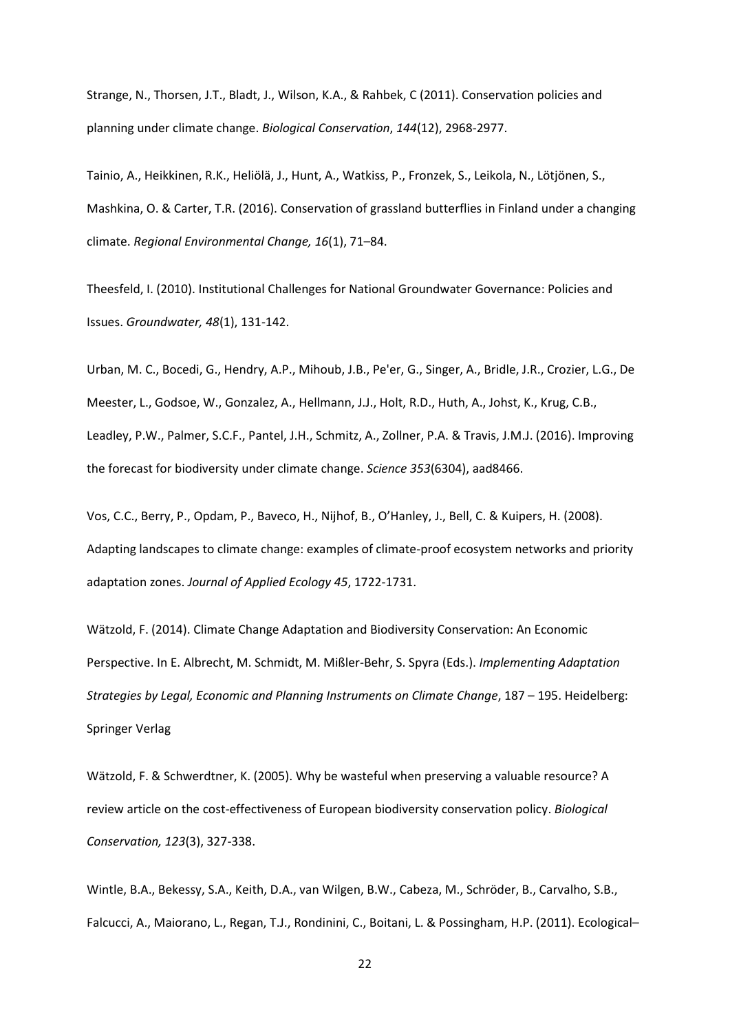Strange, N., Thorsen, J.T., Bladt, J., Wilson, K.A., & Rahbek, C (2011). Conservation policies and planning under climate change. *Biological Conservation*, *144*(12), 2968-2977.

Tainio, A., Heikkinen, R.K., Heliölä, J., Hunt, A., Watkiss, P., Fronzek, S., Leikola, N., Lötjönen, S., Mashkina, O. & Carter, T.R. (2016). Conservation of grassland butterflies in Finland under a changing climate. *Regional Environmental Change, 16*(1), 71–84.

Theesfeld, I. (2010). Institutional Challenges for National Groundwater Governance: Policies and Issues. *Groundwater, 48*(1), 131-142.

Urban, M. C., Bocedi, G., Hendry, A.P., Mihoub, J.B., Pe'er, G., Singer, A., Bridle, J.R., Crozier, L.G., De Meester, L., Godsoe, W., Gonzalez, A., Hellmann, J.J., Holt, R.D., Huth, A., Johst, K., Krug, C.B., Leadley, P.W., Palmer, S.C.F., Pantel, J.H., Schmitz, A., Zollner, P.A. & Travis, J.M.J. (2016). Improving the forecast for biodiversity under climate change. *Science 353*(6304), aad8466.

Vos, C.C., Berry, P., Opdam, P., Baveco, H., Nijhof, B., O'Hanley, J., Bell, C. & Kuipers, H. (2008). Adapting landscapes to climate change: examples of climate-proof ecosystem networks and priority adaptation zones. *Journal of Applied Ecology 45*, 1722-1731.

Wätzold, F. (2014). Climate Change Adaptation and Biodiversity Conservation: An Economic Perspective. In E. Albrecht, M. Schmidt, M. Mißler-Behr, S. Spyra (Eds.). *Implementing Adaptation Strategies by Legal, Economic and Planning Instruments on Climate Change*, 187 – 195. Heidelberg: Springer Verlag

Wätzold, F. & Schwerdtner, K. (2005). Why be wasteful when preserving a valuable resource? A review article on the cost-effectiveness of European biodiversity conservation policy. *Biological Conservation, 123*(3), 327-338.

Wintle, B.A., Bekessy, S.A., Keith, D.A., van Wilgen, B.W., Cabeza, M., Schröder, B., Carvalho, S.B., Falcucci, A., Maiorano, L., Regan, T.J., Rondinini, C., Boitani, L. & Possingham, H.P. (2011). Ecological–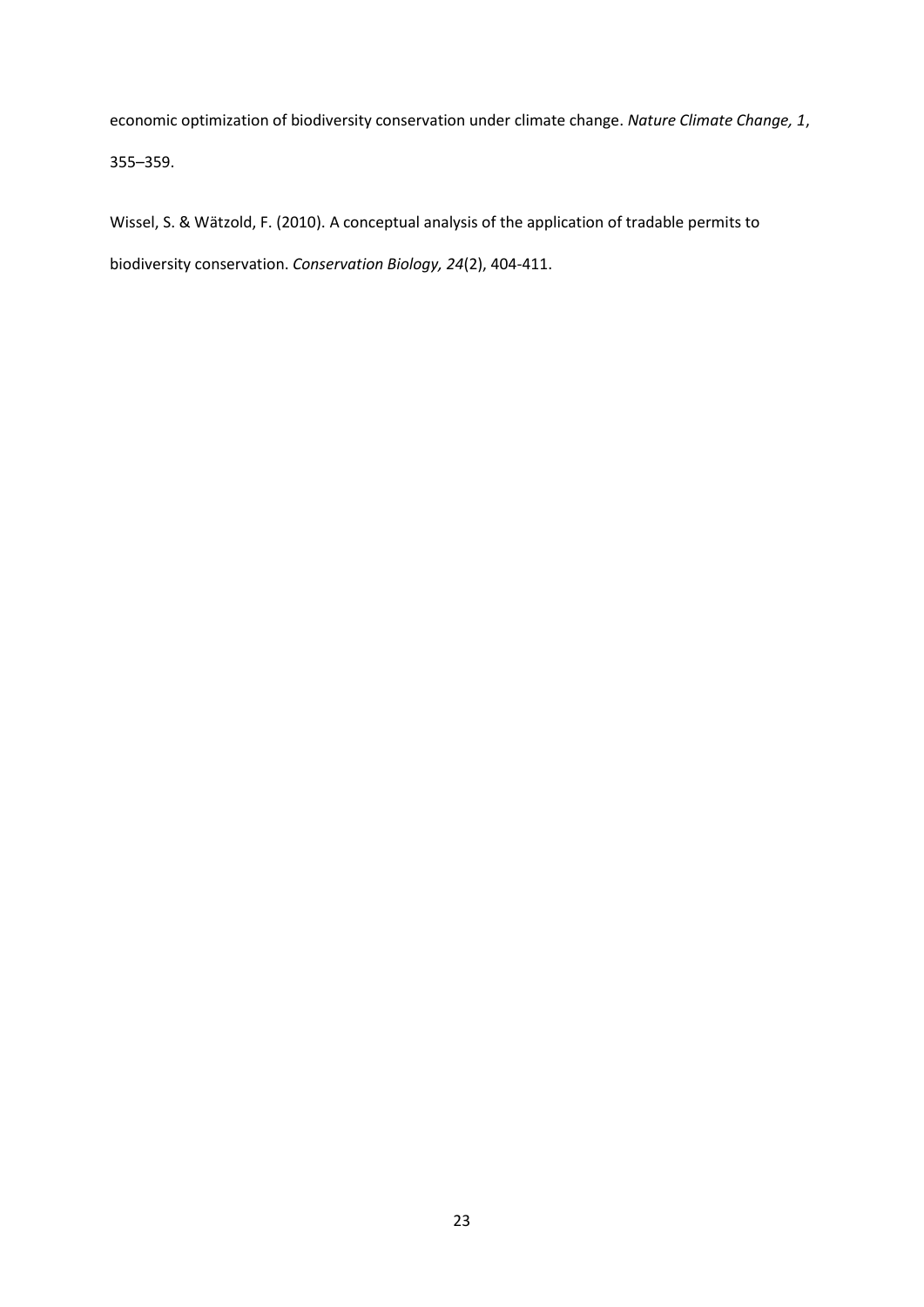economic optimization of biodiversity conservation under climate change. *Nature Climate Change, 1*, 355–359.

Wissel, S. & Wätzold, F. (2010). A conceptual analysis of the application of tradable permits to biodiversity conservation. *Conservation Biology, 24*(2), 404-411.